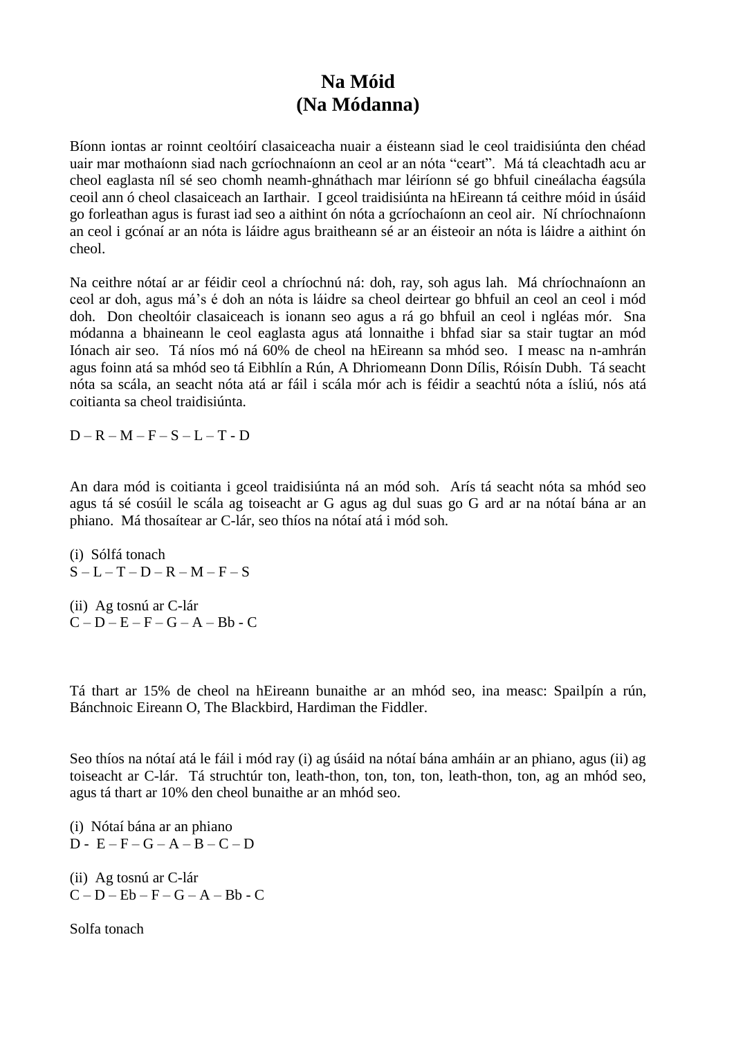# Na Móid
# (Na Módanna)

Bíonn iontas ar roinnt ceoltóirí clasaiceacha nuair a éisteann siad le ceol traidisiúnta den chéad uair mar mothaíonn siad nach gcríochnaíonn an ceol ar an nóta "ceart". Má tá cleachtadh acu ar cheol eaglasta níl sé seo chomh neamh-ghnáthach mar léiríonn sé go bhfuil cineálacha éagsúla ceoil ann ó cheol clasaiceach an Iarthair. I gceol traidisiúnta na hEireann tá ceithre móid in úsáid go forleathan agus is furast iad seo a aithint ón nóta a gcríochaíonn an ceol air. Ní chríochnaíonn an ceol i gcónaí ar an nóta is láidre agus braitheann sé ar an éisteoir an nóta is láidre a aithint ón cheol.

Na ceithre nótaí ar ar féidir ceol a chríochnú ná: doh, ray, soh agus lah. Má chríochnaíonn an ceol ar doh, agus má's é doh an nóta is láidre sa cheol deirtear go bhfuil an ceol an ceol i mód doh. Don cheoltóir clasaiceach is ionann seo agus a rá go bhfuil an ceol i ngléas mór. Sna módanna a bhaineann le ceol eaglasta agus atá lonnaithe i bhfad siar sa stair tugtar an mód Iónach air seo. Tá níos mó ná 60% de cheol na hEireann sa mhód seo. I measc na n-amhrán agus foinn atá sa mhód seo tá Eibhlín a Rún, A Dhriomeann Donn Dílis, Róisín Dubh. Tá seacht nóta sa scála, an seacht nóta atá ar fáil i scála mór ach is féidir a seachtú nóta a ísliú, nós atá coitianta sa cheol traidisiúnta.

D – R – M – F – S – L – T - D

An dara mód is coitianta i gceol traidisiúnta ná an mód soh. Arís tá seacht nóta sa mhód seo agus tá sé cosúil le scála ag toiseacht ar G agus ag dul suas go G ard ar na nótaí bána ar an phiano. Má thosaítear ar C-lár, seo thíos na nótaí atá i mód soh.

(i) Sólfá tonach  
S – L – T – D – R – M – F – S

(ii) Ag tosnú ar C-lár  
C – D – E – F – G – A – Bb - C

Tá thart ar 15% de cheol na hEireann bunaithe ar an mhód seo, ina measc: Spailpín a rún, Bánchnoic Eireann O, The Blackbird, Hardiman the Fiddler.

Seo thíos na nótaí atá le fáil i mód ray (i) ag úsáid na nótaí bána amháin ar an phiano, agus (ii) ag toiseacht ar C-lár. Tá struchtúr ton, leath-thon, ton, ton, ton, leath-thon, ton, ag an mhód seo, agus tá thart ar 10% den cheol bunaithe ar an mhód seo.

(i) Nótaí bána ar an phiano  
D - E – F – G – A – B – C – D

(ii) Ag tosnú ar C-lár  
C – D – Eb – F – G – A – Bb - C

Solfa tonach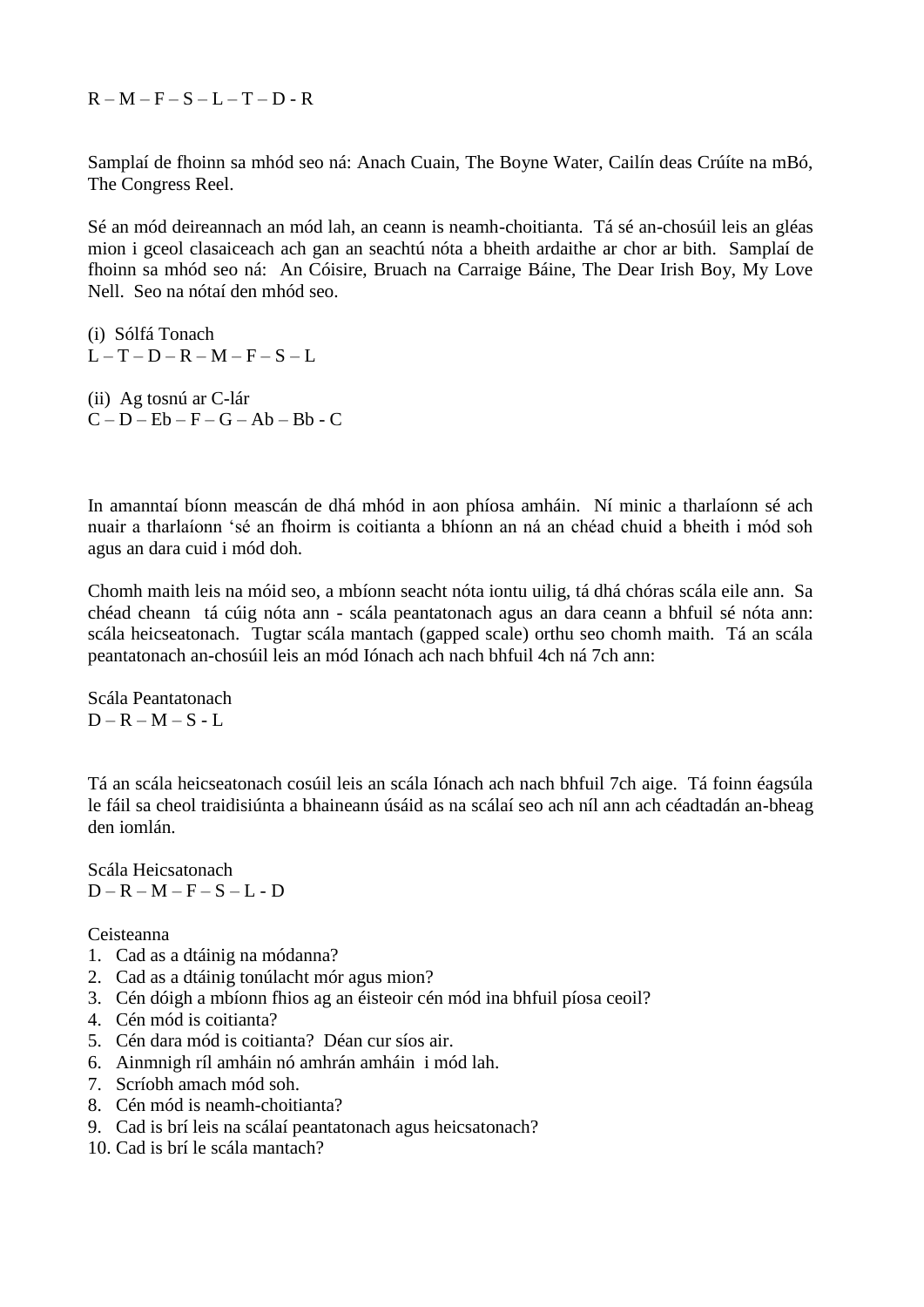R – M – F – S – L – T – D - R

Samplaí de fhoinn sa mhód seo ná: Anach Cuain, The Boyne Water, Cailín deas Crúíte na mBó, The Congress Reel.

Sé an mód deireannach an mód lah, an ceann is neamh-choitianta. Tá sé an-chosúil leis an gléas mion i gceol clasaiceach ach gan an seachtú nóta a bheith ardaithe ar chor ar bith. Samplaí de fhoinn sa mhód seo ná: An Cóisire, Bruach na Carraige Báine, The Dear Irish Boy, My Love Nell. Seo na nótaí den mhód seo.

(i) Sólfá Tonach
L – T – D – R – M – F – S – L

(ii) Ag tosnú ar C-lár
C – D – Eb – F – G – Ab – Bb - C

In amanntaí bíonn meascán de dhá mhód in aon phíosa amháin. Ní minic a tharlaíonn sé ach nuair a tharlaíonn 'sé an fhoirm is coitianta a bhíonn an ná an chéad chuid a bheith i mód soh agus an dara cuid i mód doh.

Chomh maith leis na móid seo, a mbíonn seacht nóta iontu uilig, tá dhá chóras scála eile ann. Sa chéad cheann tá cúig nóta ann - scála peantatonach agus an dara ceann a bhfuil sé nóta ann: scála heicseatonach. Tugtar scála mantach (gapped scale) orthu seo chomh maith. Tá an scála peantatonach an-chosúil leis an mód Iónach ach nach bhfuil 4ch ná 7ch ann:

Scála Peantatonach
D – R – M – S - L

Tá an scála heicseatonach cosúil leis an scála Iónach ach nach bhfuil 7ch aige. Tá foinn éagsúla le fáil sa cheol traidisiúnta a bhaineann úsáid as na scálaí seo ach níl ann ach céadtadán an-bheag den iomlán.

Scála Heicsatonach
D – R – M – F – S – L - D

Ceisteanna

1. Cad as a dtáinig na módanna?
2. Cad as a dtáinig tonúlacht mór agus mion?
3. Cén dóigh a mbíonn fhios ag an éisteoir cén mód ina bhfuil píosa ceoil?
4. Cén mód is coitianta?
5. Cén dara mód is coitianta? Déan cur síos air.
6. Ainmnigh ríl amháin nó amhrán amháin i mód lah.
7. Scríobh amach mód soh.
8. Cén mód is neamh-choitianta?
9. Cad is brí leis na scálaí peantatonach agus heicsatonach?
10. Cad is brí le scála mantach?